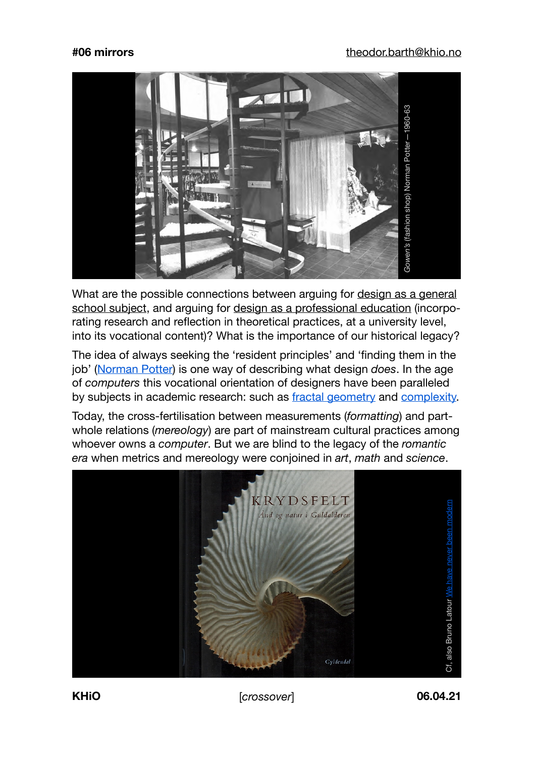**#06 mirrors** theodor.barth@khio.no

*Gowen's* (fashion shop) Norman Potter — 1960-63

What are the possible connections between arguing for design as a general school subject, and arguing for design as a professional education (incorporating research and reflection in theoretical practices, at a university level, into its vocational content)? What is the importance of our historical legacy?

The idea of always seeking the 'resident principles' and 'finding them in the job' (Norman Potter) is one way of describing what design *does*. In the age of *computers* this vocational orientation of designers have been paralleled by subjects in academic research: such as fractal geometry and complexity.

Today, the cross-fertilisation between measurements (*formatting*) and part-whole relations (*mereology*) are part of mainstream cultural practices among whoever owns a *computer*. But we are blind to the legacy of the *romantic era* when metrics and mereology were conjoined in *art*, *math* and *science*.

KRYDSFELT
*Ånd og natur i Guldalderen*
Gyldendal

Cf, also Bruno Latour We have never been modern

**KHiO** [*crossover*] **06.04.21**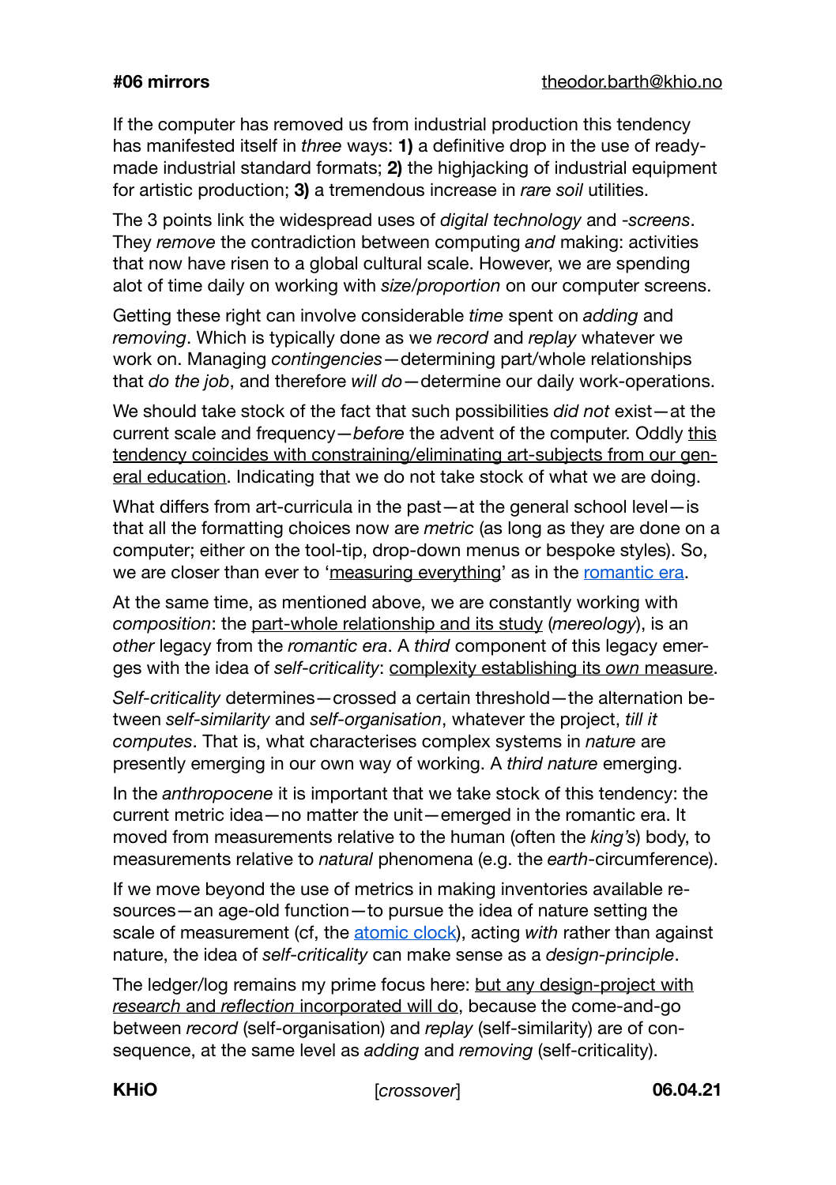**#06 mirrors** theodor.barth@khio.no

If the computer has removed us from industrial production this tendency has manifested itself in *three* ways: **1)** a definitive drop in the use of ready-made industrial standard formats; **2)** the highjacking of industrial equipment for artistic production; **3)** a tremendous increase in *rare soil* utilities.

The 3 points link the widespread uses of *digital technology* and *-screens*. They *remove* the contradiction between computing *and* making: activities that now have risen to a global cultural scale. However, we are spending alot of time daily on working with *size/proportion* on our computer screens.

Getting these right can involve considerable *time* spent on *adding* and *removing*. Which is typically done as we *record* and *replay* whatever we work on. Managing *contingencies*—determining part/whole relationships that *do the job*, and therefore *will do*—determine our daily work-operations.

We should take stock of the fact that such possibilities *did not* exist—at the current scale and frequency—*before* the advent of the computer. Oddly this tendency coincides with constraining/eliminating art-subjects from our general education. Indicating that we do not take stock of what we are doing.

What differs from art-curricula in the past—at the general school level—is that all the formatting choices now are *metric* (as long as they are done on a computer; either on the tool-tip, drop-down menus or bespoke styles). So, we are closer than ever to 'measuring everything' as in the romantic era.

At the same time, as mentioned above, we are constantly working with *composition*: the part-whole relationship and its study (*mereology*), is an *other* legacy from the *romantic era*. A *third* component of this legacy emerges with the idea of *self-criticality*: complexity establishing its *own* measure.

*Self-criticality* determines—crossed a certain threshold—the alternation between *self-similarity* and *self-organisation*, whatever the project, *till it computes*. That is, what characterises complex systems in *nature* are presently emerging in our own way of working. A *third nature* emerging.

In the *anthropocene* it is important that we take stock of this tendency: the current metric idea—no matter the unit—emerged in the romantic era. It moved from measurements relative to the human (often the *king's*) body, to measurements relative to *natural* phenomena (e.g. the *earth*-circumference).

If we move beyond the use of metrics in making inventories available resources—an age-old function—to pursue the idea of nature setting the scale of measurement (cf, the atomic clock), acting *with* rather than against nature, the idea of *self-criticality* can make sense as a *design-principle*.

The ledger/log remains my prime focus here: but any design-project with *research* and *reflection* incorporated will do, because the come-and-go between *record* (self-organisation) and *replay* (self-similarity) are of consequence, at the same level as *adding* and *removing* (self-criticality).

**KHiO** [*crossover*] **06.04.21**